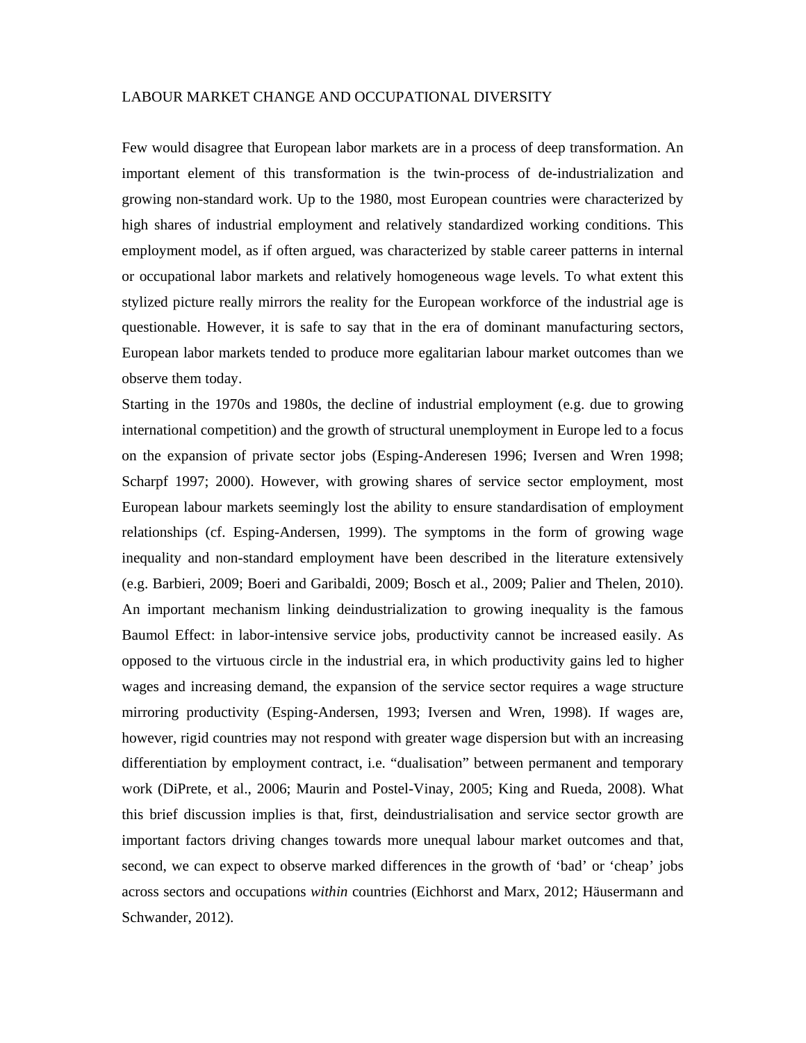LABOUR MARKET CHANGE AND OCCUPATIONAL DIVERSITY

Few would disagree that European labor markets are in a process of deep transformation. An important element of this transformation is the twin-process of de-industrialization and growing non-standard work. Up to the 1980, most European countries were characterized by high shares of industrial employment and relatively standardized working conditions. This employment model, as if often argued, was characterized by stable career patterns in internal or occupational labor markets and relatively homogeneous wage levels. To what extent this stylized picture really mirrors the reality for the European workforce of the industrial age is questionable. However, it is safe to say that in the era of dominant manufacturing sectors, European labor markets tended to produce more egalitarian labour market outcomes than we observe them today.

Starting in the 1970s and 1980s, the decline of industrial employment (e.g. due to growing international competition) and the growth of structural unemployment in Europe led to a focus on the expansion of private sector jobs (Esping-Anderesen 1996; Iversen and Wren 1998; Scharpf 1997; 2000). However, with growing shares of service sector employment, most European labour markets seemingly lost the ability to ensure standardisation of employment relationships (cf. Esping-Andersen, 1999). The symptoms in the form of growing wage inequality and non-standard employment have been described in the literature extensively (e.g. Barbieri, 2009; Boeri and Garibaldi, 2009; Bosch et al., 2009; Palier and Thelen, 2010). An important mechanism linking deindustrialization to growing inequality is the famous Baumol Effect: in labor-intensive service jobs, productivity cannot be increased easily. As opposed to the virtuous circle in the industrial era, in which productivity gains led to higher wages and increasing demand, the expansion of the service sector requires a wage structure mirroring productivity (Esping-Andersen, 1993; Iversen and Wren, 1998). If wages are, however, rigid countries may not respond with greater wage dispersion but with an increasing differentiation by employment contract, i.e. "dualisation" between permanent and temporary work (DiPrete, et al., 2006; Maurin and Postel-Vinay, 2005; King and Rueda, 2008). What this brief discussion implies is that, first, deindustrialisation and service sector growth are important factors driving changes towards more unequal labour market outcomes and that, second, we can expect to observe marked differences in the growth of 'bad' or 'cheap' jobs across sectors and occupations *within* countries (Eichhorst and Marx, 2012; Häusermann and Schwander, 2012).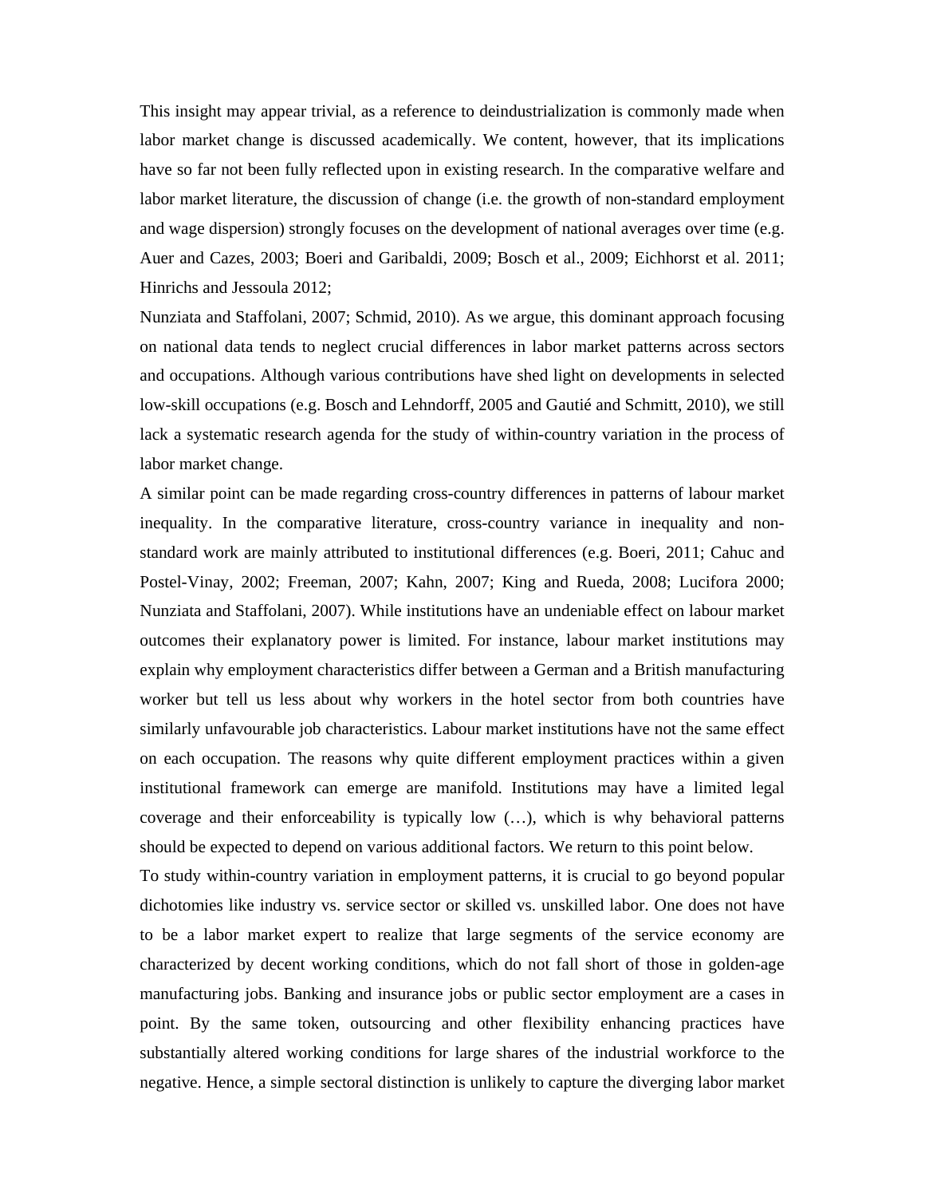This insight may appear trivial, as a reference to deindustrialization is commonly made when labor market change is discussed academically. We content, however, that its implications have so far not been fully reflected upon in existing research. In the comparative welfare and labor market literature, the discussion of change (i.e. the growth of non-standard employment and wage dispersion) strongly focuses on the development of national averages over time (e.g. Auer and Cazes, 2003; Boeri and Garibaldi, 2009; Bosch et al., 2009; Eichhorst et al. 2011; Hinrichs and Jessoula 2012;

Nunziata and Staffolani, 2007; Schmid, 2010). As we argue, this dominant approach focusing on national data tends to neglect crucial differences in labor market patterns across sectors and occupations. Although various contributions have shed light on developments in selected low-skill occupations (e.g. Bosch and Lehndorff, 2005 and Gautié and Schmitt, 2010), we still lack a systematic research agenda for the study of within-country variation in the process of labor market change.

A similar point can be made regarding cross-country differences in patterns of labour market inequality. In the comparative literature, cross-country variance in inequality and non-standard work are mainly attributed to institutional differences (e.g. Boeri, 2011; Cahuc and Postel-Vinay, 2002; Freeman, 2007; Kahn, 2007; King and Rueda, 2008; Lucifora 2000; Nunziata and Staffolani, 2007). While institutions have an undeniable effect on labour market outcomes their explanatory power is limited. For instance, labour market institutions may explain why employment characteristics differ between a German and a British manufacturing worker but tell us less about why workers in the hotel sector from both countries have similarly unfavourable job characteristics. Labour market institutions have not the same effect on each occupation. The reasons why quite different employment practices within a given institutional framework can emerge are manifold. Institutions may have a limited legal coverage and their enforceability is typically low (…), which is why behavioral patterns should be expected to depend on various additional factors. We return to this point below.

To study within-country variation in employment patterns, it is crucial to go beyond popular dichotomies like industry vs. service sector or skilled vs. unskilled labor. One does not have to be a labor market expert to realize that large segments of the service economy are characterized by decent working conditions, which do not fall short of those in golden-age manufacturing jobs. Banking and insurance jobs or public sector employment are a cases in point. By the same token, outsourcing and other flexibility enhancing practices have substantially altered working conditions for large shares of the industrial workforce to the negative. Hence, a simple sectoral distinction is unlikely to capture the diverging labor market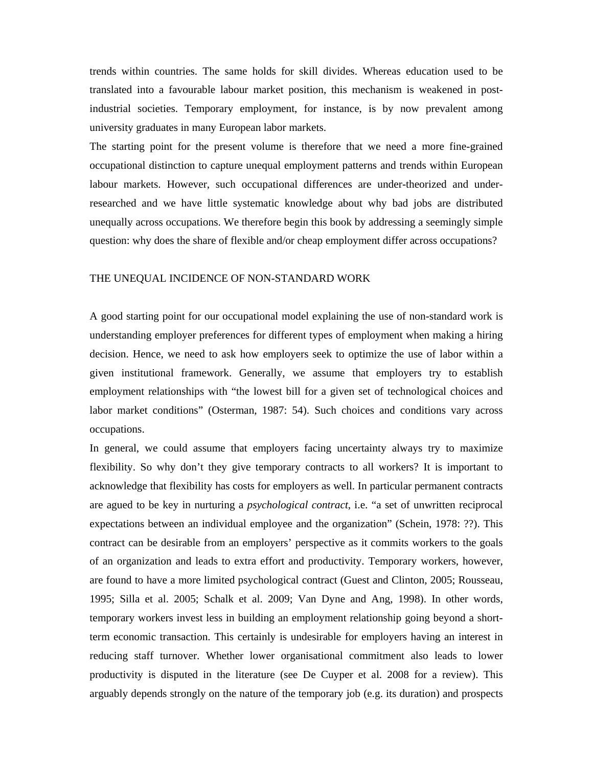trends within countries. The same holds for skill divides. Whereas education used to be translated into a favourable labour market position, this mechanism is weakened in post-industrial societies. Temporary employment, for instance, is by now prevalent among university graduates in many European labor markets.

The starting point for the present volume is therefore that we need a more fine-grained occupational distinction to capture unequal employment patterns and trends within European labour markets. However, such occupational differences are under-theorized and under-researched and we have little systematic knowledge about why bad jobs are distributed unequally across occupations. We therefore begin this book by addressing a seemingly simple question: why does the share of flexible and/or cheap employment differ across occupations?

## THE UNEQUAL INCIDENCE OF NON-STANDARD WORK

A good starting point for our occupational model explaining the use of non-standard work is understanding employer preferences for different types of employment when making a hiring decision. Hence, we need to ask how employers seek to optimize the use of labor within a given institutional framework. Generally, we assume that employers try to establish employment relationships with "the lowest bill for a given set of technological choices and labor market conditions" (Osterman, 1987: 54). Such choices and conditions vary across occupations.

In general, we could assume that employers facing uncertainty always try to maximize flexibility. So why don't they give temporary contracts to all workers? It is important to acknowledge that flexibility has costs for employers as well. In particular permanent contracts are agued to be key in nurturing a *psychological contract*, i.e. "a set of unwritten reciprocal expectations between an individual employee and the organization" (Schein, 1978: ??). This contract can be desirable from an employers' perspective as it commits workers to the goals of an organization and leads to extra effort and productivity. Temporary workers, however, are found to have a more limited psychological contract (Guest and Clinton, 2005; Rousseau, 1995; Silla et al. 2005; Schalk et al. 2009; Van Dyne and Ang, 1998). In other words, temporary workers invest less in building an employment relationship going beyond a short-term economic transaction. This certainly is undesirable for employers having an interest in reducing staff turnover. Whether lower organisational commitment also leads to lower productivity is disputed in the literature (see De Cuyper et al. 2008 for a review). This arguably depends strongly on the nature of the temporary job (e.g. its duration) and prospects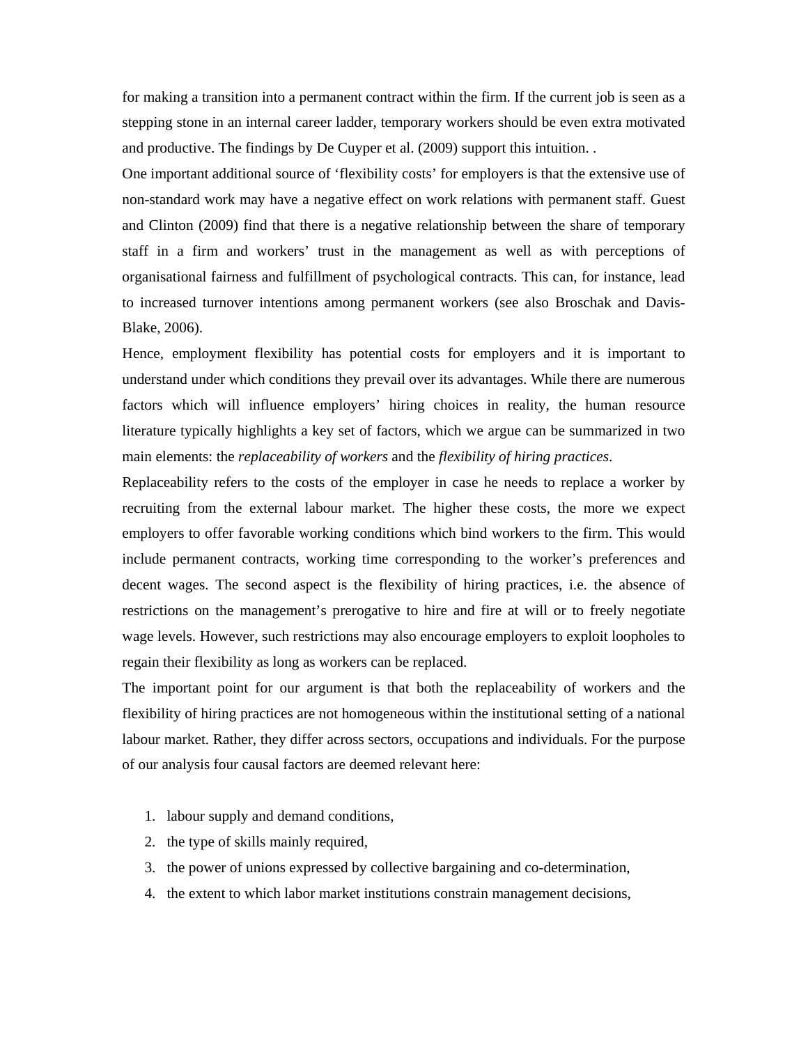for making a transition into a permanent contract within the firm. If the current job is seen as a stepping stone in an internal career ladder, temporary workers should be even extra motivated and productive. The findings by De Cuyper et al. (2009) support this intuition. .

One important additional source of 'flexibility costs' for employers is that the extensive use of non-standard work may have a negative effect on work relations with permanent staff. Guest and Clinton (2009) find that there is a negative relationship between the share of temporary staff in a firm and workers' trust in the management as well as with perceptions of organisational fairness and fulfillment of psychological contracts. This can, for instance, lead to increased turnover intentions among permanent workers (see also Broschak and Davis-Blake, 2006).

Hence, employment flexibility has potential costs for employers and it is important to understand under which conditions they prevail over its advantages. While there are numerous factors which will influence employers' hiring choices in reality, the human resource literature typically highlights a key set of factors, which we argue can be summarized in two main elements: the *replaceability of workers* and the *flexibility of hiring practices*.

Replaceability refers to the costs of the employer in case he needs to replace a worker by recruiting from the external labour market. The higher these costs, the more we expect employers to offer favorable working conditions which bind workers to the firm. This would include permanent contracts, working time corresponding to the worker's preferences and decent wages. The second aspect is the flexibility of hiring practices, i.e. the absence of restrictions on the management's prerogative to hire and fire at will or to freely negotiate wage levels. However, such restrictions may also encourage employers to exploit loopholes to regain their flexibility as long as workers can be replaced.

The important point for our argument is that both the replaceability of workers and the flexibility of hiring practices are not homogeneous within the institutional setting of a national labour market. Rather, they differ across sectors, occupations and individuals. For the purpose of our analysis four causal factors are deemed relevant here:

1. labour supply and demand conditions,
2. the type of skills mainly required,
3. the power of unions expressed by collective bargaining and co-determination,
4. the extent to which labor market institutions constrain management decisions,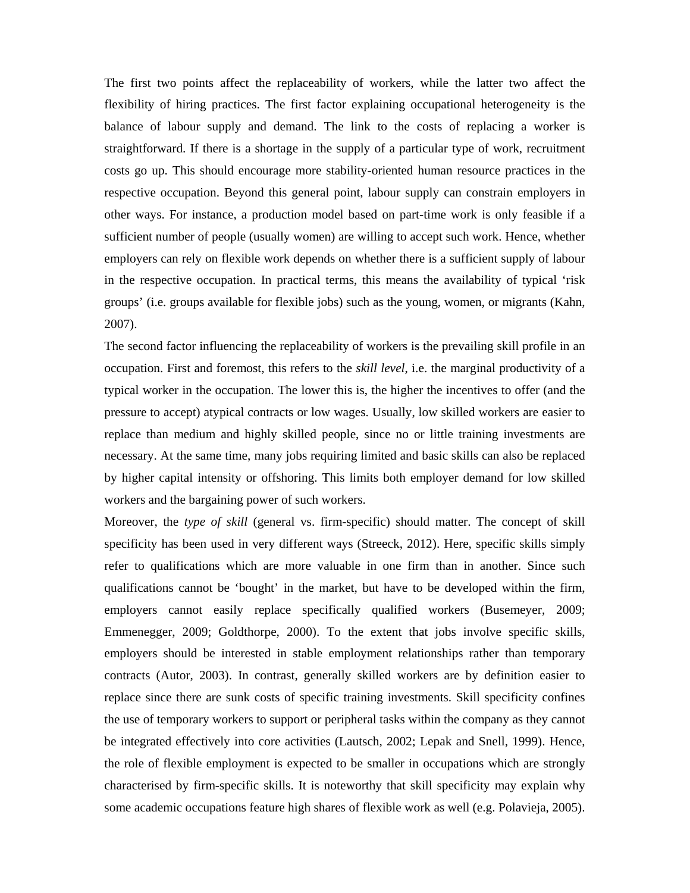The first two points affect the replaceability of workers, while the latter two affect the flexibility of hiring practices. The first factor explaining occupational heterogeneity is the balance of labour supply and demand. The link to the costs of replacing a worker is straightforward. If there is a shortage in the supply of a particular type of work, recruitment costs go up. This should encourage more stability-oriented human resource practices in the respective occupation. Beyond this general point, labour supply can constrain employers in other ways. For instance, a production model based on part-time work is only feasible if a sufficient number of people (usually women) are willing to accept such work. Hence, whether employers can rely on flexible work depends on whether there is a sufficient supply of labour in the respective occupation. In practical terms, this means the availability of typical 'risk groups' (i.e. groups available for flexible jobs) such as the young, women, or migrants (Kahn, 2007).

The second factor influencing the replaceability of workers is the prevailing skill profile in an occupation. First and foremost, this refers to the *skill level*, i.e. the marginal productivity of a typical worker in the occupation. The lower this is, the higher the incentives to offer (and the pressure to accept) atypical contracts or low wages. Usually, low skilled workers are easier to replace than medium and highly skilled people, since no or little training investments are necessary. At the same time, many jobs requiring limited and basic skills can also be replaced by higher capital intensity or offshoring. This limits both employer demand for low skilled workers and the bargaining power of such workers.

Moreover, the *type of skill* (general vs. firm-specific) should matter. The concept of skill specificity has been used in very different ways (Streeck, 2012). Here, specific skills simply refer to qualifications which are more valuable in one firm than in another. Since such qualifications cannot be 'bought' in the market, but have to be developed within the firm, employers cannot easily replace specifically qualified workers (Busemeyer, 2009; Emmenegger, 2009; Goldthorpe, 2000). To the extent that jobs involve specific skills, employers should be interested in stable employment relationships rather than temporary contracts (Autor, 2003). In contrast, generally skilled workers are by definition easier to replace since there are sunk costs of specific training investments. Skill specificity confines the use of temporary workers to support or peripheral tasks within the company as they cannot be integrated effectively into core activities (Lautsch, 2002; Lepak and Snell, 1999). Hence, the role of flexible employment is expected to be smaller in occupations which are strongly characterised by firm-specific skills. It is noteworthy that skill specificity may explain why some academic occupations feature high shares of flexible work as well (e.g. Polavieja, 2005).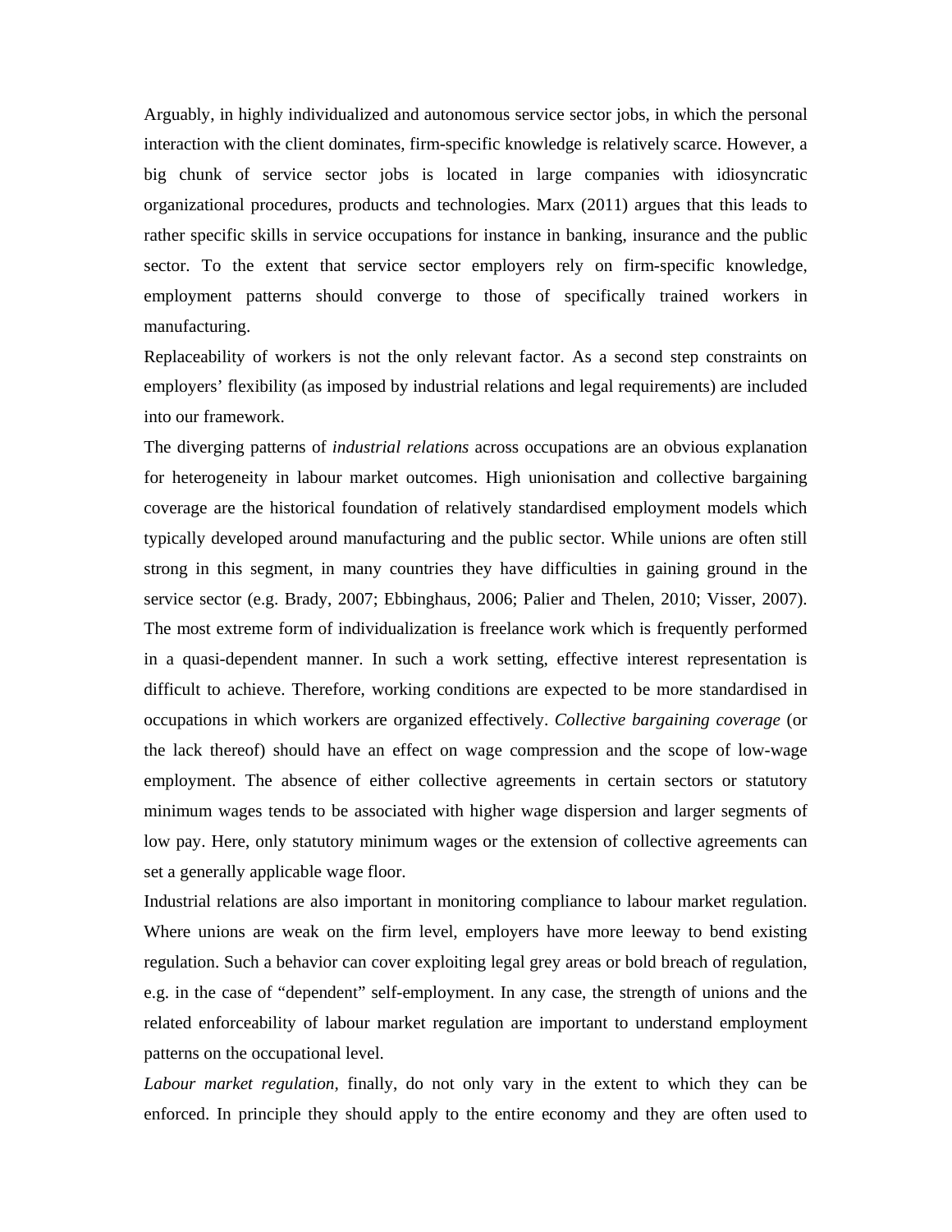Arguably, in highly individualized and autonomous service sector jobs, in which the personal interaction with the client dominates, firm-specific knowledge is relatively scarce. However, a big chunk of service sector jobs is located in large companies with idiosyncratic organizational procedures, products and technologies. Marx (2011) argues that this leads to rather specific skills in service occupations for instance in banking, insurance and the public sector. To the extent that service sector employers rely on firm-specific knowledge, employment patterns should converge to those of specifically trained workers in manufacturing.

Replaceability of workers is not the only relevant factor. As a second step constraints on employers' flexibility (as imposed by industrial relations and legal requirements) are included into our framework.

The diverging patterns of *industrial relations* across occupations are an obvious explanation for heterogeneity in labour market outcomes. High unionisation and collective bargaining coverage are the historical foundation of relatively standardised employment models which typically developed around manufacturing and the public sector. While unions are often still strong in this segment, in many countries they have difficulties in gaining ground in the service sector (e.g. Brady, 2007; Ebbinghaus, 2006; Palier and Thelen, 2010; Visser, 2007). The most extreme form of individualization is freelance work which is frequently performed in a quasi-dependent manner. In such a work setting, effective interest representation is difficult to achieve. Therefore, working conditions are expected to be more standardised in occupations in which workers are organized effectively. *Collective bargaining coverage* (or the lack thereof) should have an effect on wage compression and the scope of low-wage employment. The absence of either collective agreements in certain sectors or statutory minimum wages tends to be associated with higher wage dispersion and larger segments of low pay. Here, only statutory minimum wages or the extension of collective agreements can set a generally applicable wage floor.

Industrial relations are also important in monitoring compliance to labour market regulation. Where unions are weak on the firm level, employers have more leeway to bend existing regulation. Such a behavior can cover exploiting legal grey areas or bold breach of regulation, e.g. in the case of "dependent" self-employment. In any case, the strength of unions and the related enforceability of labour market regulation are important to understand employment patterns on the occupational level.

*Labour market regulation*, finally, do not only vary in the extent to which they can be enforced. In principle they should apply to the entire economy and they are often used to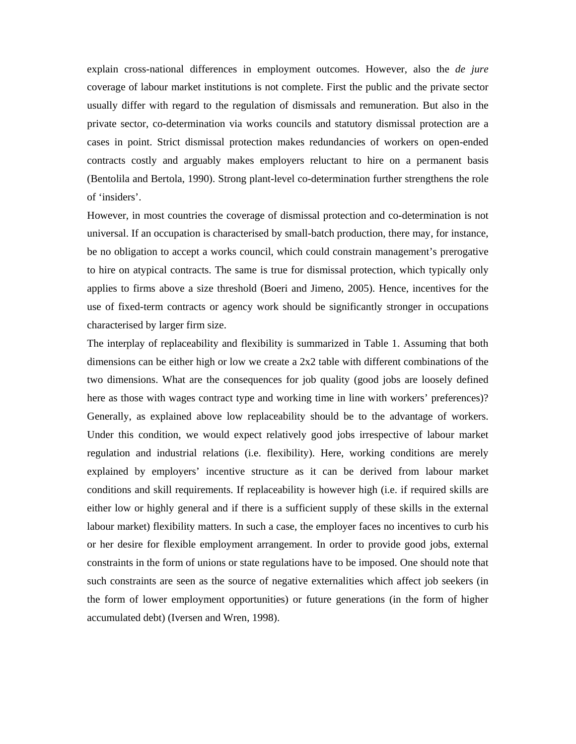explain cross-national differences in employment outcomes. However, also the *de jure* coverage of labour market institutions is not complete. First the public and the private sector usually differ with regard to the regulation of dismissals and remuneration. But also in the private sector, co-determination via works councils and statutory dismissal protection are a cases in point. Strict dismissal protection makes redundancies of workers on open-ended contracts costly and arguably makes employers reluctant to hire on a permanent basis (Bentolila and Bertola, 1990). Strong plant-level co-determination further strengthens the role of 'insiders'.

However, in most countries the coverage of dismissal protection and co-determination is not universal. If an occupation is characterised by small-batch production, there may, for instance, be no obligation to accept a works council, which could constrain management's prerogative to hire on atypical contracts. The same is true for dismissal protection, which typically only applies to firms above a size threshold (Boeri and Jimeno, 2005). Hence, incentives for the use of fixed-term contracts or agency work should be significantly stronger in occupations characterised by larger firm size.

The interplay of replaceability and flexibility is summarized in Table 1. Assuming that both dimensions can be either high or low we create a 2x2 table with different combinations of the two dimensions. What are the consequences for job quality (good jobs are loosely defined here as those with wages contract type and working time in line with workers' preferences)? Generally, as explained above low replaceability should be to the advantage of workers. Under this condition, we would expect relatively good jobs irrespective of labour market regulation and industrial relations (i.e. flexibility). Here, working conditions are merely explained by employers' incentive structure as it can be derived from labour market conditions and skill requirements. If replaceability is however high (i.e. if required skills are either low or highly general and if there is a sufficient supply of these skills in the external labour market) flexibility matters. In such a case, the employer faces no incentives to curb his or her desire for flexible employment arrangement. In order to provide good jobs, external constraints in the form of unions or state regulations have to be imposed. One should note that such constraints are seen as the source of negative externalities which affect job seekers (in the form of lower employment opportunities) or future generations (in the form of higher accumulated debt) (Iversen and Wren, 1998).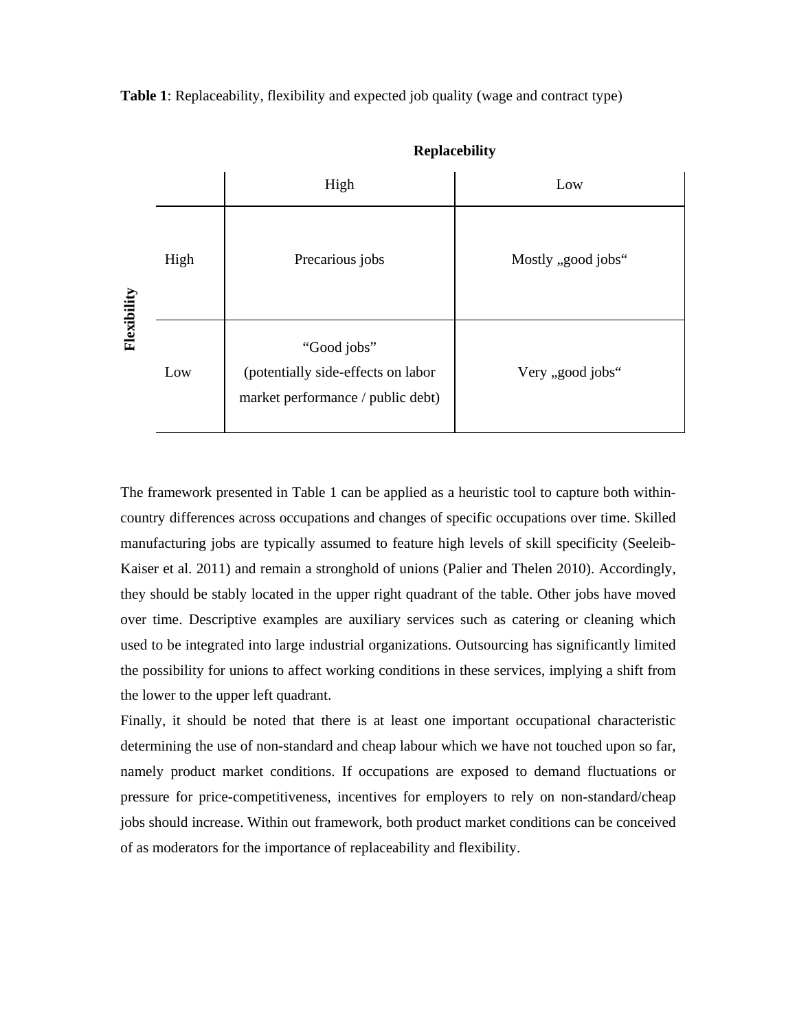**Table 1**: Replaceability, flexibility and expected job quality (wage and contract type)

| Flexibility | Replacebility: High | Replacebility: Low |
|---|---|---|
| High | Precarious jobs | Mostly „good jobs“ |
| Low | “Good jobs” (potentially side-effects on labor market performance / public debt) | Very „good jobs“ |

The framework presented in Table 1 can be applied as a heuristic tool to capture both within-country differences across occupations and changes of specific occupations over time. Skilled manufacturing jobs are typically assumed to feature high levels of skill specificity (Seeleib-Kaiser et al. 2011) and remain a stronghold of unions (Palier and Thelen 2010). Accordingly, they should be stably located in the upper right quadrant of the table. Other jobs have moved over time. Descriptive examples are auxiliary services such as catering or cleaning which used to be integrated into large industrial organizations. Outsourcing has significantly limited the possibility for unions to affect working conditions in these services, implying a shift from the lower to the upper left quadrant.

Finally, it should be noted that there is at least one important occupational characteristic determining the use of non-standard and cheap labour which we have not touched upon so far, namely product market conditions. If occupations are exposed to demand fluctuations or pressure for price-competitiveness, incentives for employers to rely on non-standard/cheap jobs should increase. Within out framework, both product market conditions can be conceived of as moderators for the importance of replaceability and flexibility.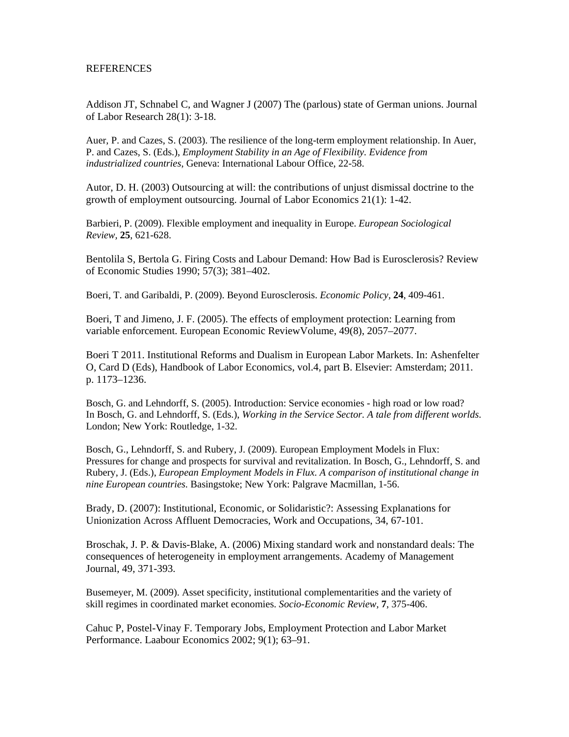REFERENCES

Addison JT, Schnabel C, and Wagner J (2007) The (parlous) state of German unions. Journal of Labor Research 28(1): 3-18.

Auer, P. and Cazes, S. (2003). The resilience of the long-term employment relationship. In Auer, P. and Cazes, S. (Eds.), *Employment Stability in an Age of Flexibility. Evidence from industrialized countries*, Geneva: International Labour Office, 22-58.

Autor, D. H. (2003) Outsourcing at will: the contributions of unjust dismissal doctrine to the growth of employment outsourcing. Journal of Labor Economics 21(1): 1-42.

Barbieri, P. (2009). Flexible employment and inequality in Europe. *European Sociological Review*, **25**, 621-628.

Bentolila S, Bertola G. Firing Costs and Labour Demand: How Bad is Eurosclerosis? Review of Economic Studies 1990; 57(3); 381–402.

Boeri, T. and Garibaldi, P. (2009). Beyond Eurosclerosis. *Economic Policy*, **24**, 409-461.

Boeri, T and Jimeno, J. F. (2005). The effects of employment protection: Learning from variable enforcement. European Economic ReviewVolume, 49(8), 2057–2077.

Boeri T 2011. Institutional Reforms and Dualism in European Labor Markets. In: Ashenfelter O, Card D (Eds), Handbook of Labor Economics, vol.4, part B. Elsevier: Amsterdam; 2011. p. 1173–1236.

Bosch, G. and Lehndorff, S. (2005). Introduction: Service economies - high road or low road? In Bosch, G. and Lehndorff, S. (Eds.), *Working in the Service Sector. A tale from different worlds*. London; New York: Routledge, 1-32.

Bosch, G., Lehndorff, S. and Rubery, J. (2009). European Employment Models in Flux: Pressures for change and prospects for survival and revitalization. In Bosch, G., Lehndorff, S. and Rubery, J. (Eds.), *European Employment Models in Flux. A comparison of institutional change in nine European countries*. Basingstoke; New York: Palgrave Macmillan, 1-56.

Brady, D. (2007): Institutional, Economic, or Solidaristic?: Assessing Explanations for Unionization Across Affluent Democracies, Work and Occupations, 34, 67-101.

Broschak, J. P. & Davis-Blake, A. (2006) Mixing standard work and nonstandard deals: The consequences of heterogeneity in employment arrangements. Academy of Management Journal, 49, 371-393.

Busemeyer, M. (2009). Asset specificity, institutional complementarities and the variety of skill regimes in coordinated market economies. *Socio-Economic Review*, **7**, 375-406.

Cahuc P, Postel-Vinay F. Temporary Jobs, Employment Protection and Labor Market Performance. Laabour Economics 2002; 9(1); 63–91.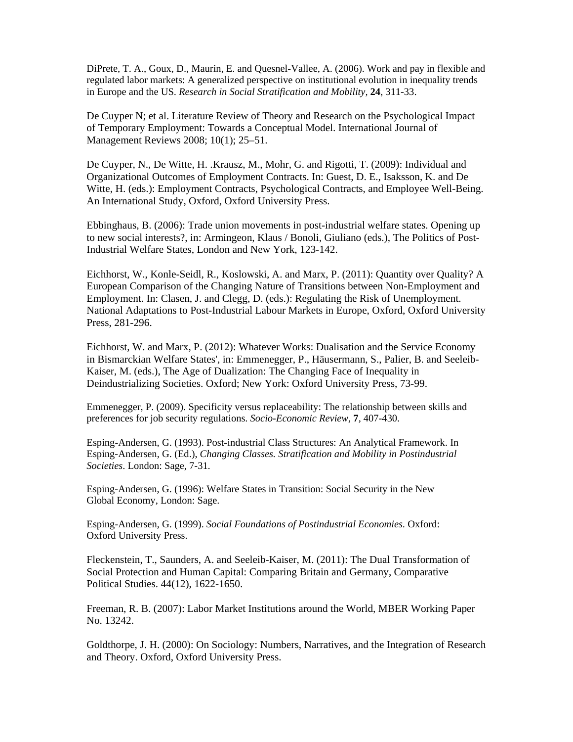DiPrete, T. A., Goux, D., Maurin, E. and Quesnel-Vallee, A. (2006). Work and pay in flexible and regulated labor markets: A generalized perspective on institutional evolution in inequality trends in Europe and the US. *Research in Social Stratification and Mobility*, **24**, 311-33.

De Cuyper N; et al. Literature Review of Theory and Research on the Psychological Impact of Temporary Employment: Towards a Conceptual Model. International Journal of Management Reviews 2008; 10(1); 25–51.

De Cuyper, N., De Witte, H. .Krausz, M., Mohr, G. and Rigotti, T. (2009): Individual and Organizational Outcomes of Employment Contracts. In: Guest, D. E., Isaksson, K. and De Witte, H. (eds.): Employment Contracts, Psychological Contracts, and Employee Well-Being. An International Study, Oxford, Oxford University Press.

Ebbinghaus, B. (2006): Trade union movements in post-industrial welfare states. Opening up to new social interests?, in: Armingeon, Klaus / Bonoli, Giuliano (eds.), The Politics of Post-Industrial Welfare States, London and New York, 123-142.

Eichhorst, W., Konle-Seidl, R., Koslowski, A. and Marx, P. (2011): Quantity over Quality? A European Comparison of the Changing Nature of Transitions between Non-Employment and Employment. In: Clasen, J. and Clegg, D. (eds.): Regulating the Risk of Unemployment. National Adaptations to Post-Industrial Labour Markets in Europe, Oxford, Oxford University Press, 281-296.

Eichhorst, W. and Marx, P. (2012): Whatever Works: Dualisation and the Service Economy in Bismarckian Welfare States', in: Emmenegger, P., Häusermann, S., Palier, B. and Seeleib-Kaiser, M. (eds.), The Age of Dualization: The Changing Face of Inequality in Deindustrializing Societies. Oxford; New York: Oxford University Press, 73-99.

Emmenegger, P. (2009). Specificity versus replaceability: The relationship between skills and preferences for job security regulations. *Socio-Economic Review*, **7**, 407-430.

Esping-Andersen, G. (1993). Post-industrial Class Structures: An Analytical Framework. In Esping-Andersen, G. (Ed.), *Changing Classes. Stratification and Mobility in Postindustrial Societies*. London: Sage, 7-31.

Esping-Andersen, G. (1996): Welfare States in Transition: Social Security in the New Global Economy, London: Sage.

Esping-Andersen, G. (1999). *Social Foundations of Postindustrial Economies.* Oxford: Oxford University Press.

Fleckenstein, T., Saunders, A. and Seeleib-Kaiser, M. (2011): The Dual Transformation of Social Protection and Human Capital: Comparing Britain and Germany, Comparative Political Studies. 44(12), 1622-1650.

Freeman, R. B. (2007): Labor Market Institutions around the World, MBER Working Paper No. 13242.

Goldthorpe, J. H. (2000): On Sociology: Numbers, Narratives, and the Integration of Research and Theory. Oxford, Oxford University Press.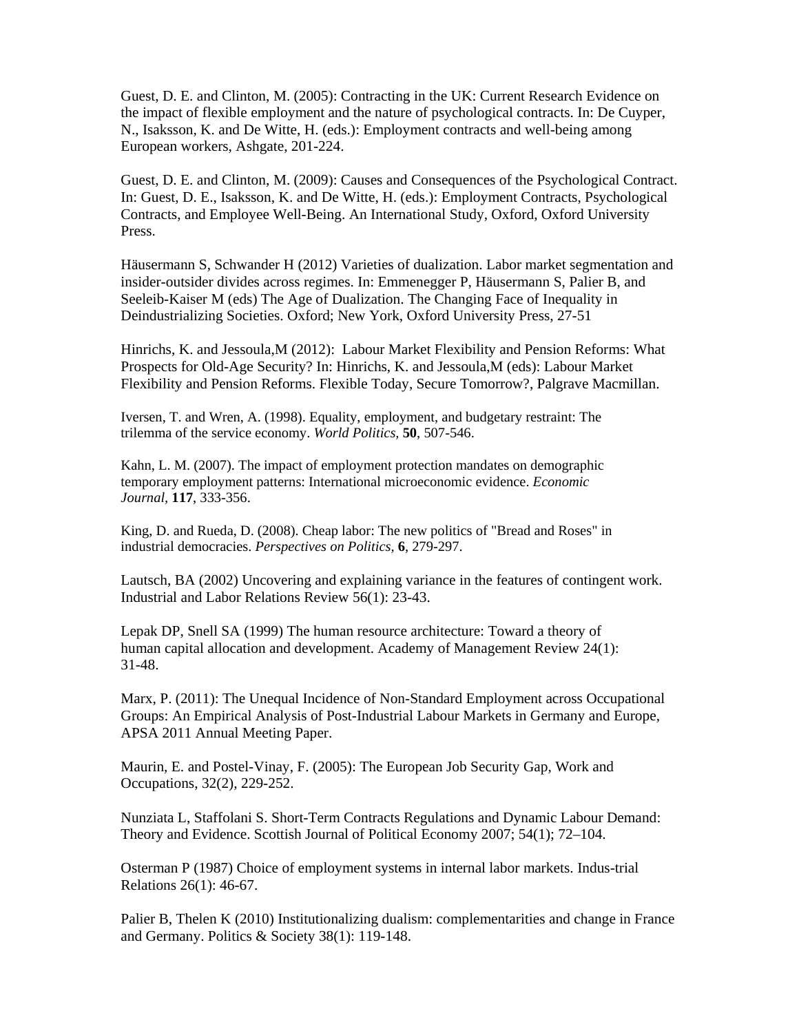Guest, D. E. and Clinton, M. (2005): Contracting in the UK: Current Research Evidence on the impact of flexible employment and the nature of psychological contracts. In: De Cuyper, N., Isaksson, K. and De Witte, H. (eds.): Employment contracts and well-being among European workers, Ashgate, 201-224.

Guest, D. E. and Clinton, M. (2009): Causes and Consequences of the Psychological Contract. In: Guest, D. E., Isaksson, K. and De Witte, H. (eds.): Employment Contracts, Psychological Contracts, and Employee Well-Being. An International Study, Oxford, Oxford University Press.

Häusermann S, Schwander H (2012) Varieties of dualization. Labor market segmentation and insider-outsider divides across regimes. In: Emmenegger P, Häusermann S, Palier B, and Seeleib-Kaiser M (eds) The Age of Dualization. The Changing Face of Inequality in Deindustrializing Societies. Oxford; New York, Oxford University Press, 27-51

Hinrichs, K. and Jessoula,M (2012): Labour Market Flexibility and Pension Reforms: What Prospects for Old-Age Security? In: Hinrichs, K. and Jessoula,M (eds): Labour Market Flexibility and Pension Reforms. Flexible Today, Secure Tomorrow?, Palgrave Macmillan.

Iversen, T. and Wren, A. (1998). Equality, employment, and budgetary restraint: The trilemma of the service economy. *World Politics,* **50**, 507-546.

Kahn, L. M. (2007). The impact of employment protection mandates on demographic temporary employment patterns: International microeconomic evidence. *Economic Journal*, **117**, 333-356.

King, D. and Rueda, D. (2008). Cheap labor: The new politics of "Bread and Roses" in industrial democracies. *Perspectives on Politics,* **6**, 279-297.

Lautsch, BA (2002) Uncovering and explaining variance in the features of contingent work. Industrial and Labor Relations Review 56(1): 23-43.

Lepak DP, Snell SA (1999) The human resource architecture: Toward a theory of human capital allocation and development. Academy of Management Review 24(1): 31-48.

Marx, P. (2011): The Unequal Incidence of Non-Standard Employment across Occupational Groups: An Empirical Analysis of Post-Industrial Labour Markets in Germany and Europe, APSA 2011 Annual Meeting Paper.

Maurin, E. and Postel-Vinay, F. (2005): The European Job Security Gap, Work and Occupations, 32(2), 229-252.

Nunziata L, Staffolani S. Short-Term Contracts Regulations and Dynamic Labour Demand: Theory and Evidence. Scottish Journal of Political Economy 2007; 54(1); 72–104.

Osterman P (1987) Choice of employment systems in internal labor markets. Indus-trial Relations 26(1): 46-67.

Palier B, Thelen K (2010) Institutionalizing dualism: complementarities and change in France and Germany. Politics & Society 38(1): 119-148.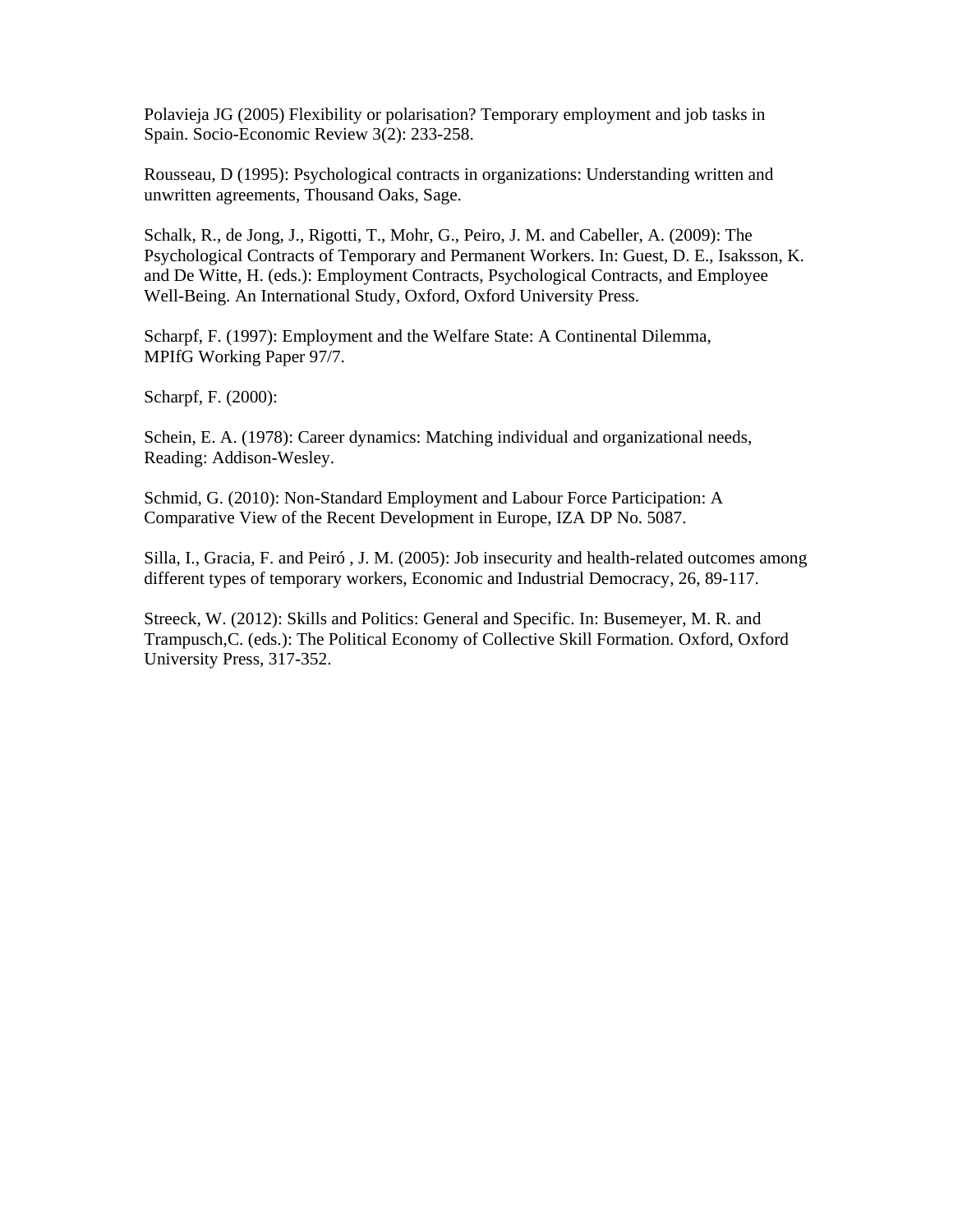Polavieja JG (2005) Flexibility or polarisation? Temporary employment and job tasks in Spain. Socio-Economic Review 3(2): 233-258.

Rousseau, D (1995): Psychological contracts in organizations: Understanding written and unwritten agreements, Thousand Oaks, Sage.

Schalk, R., de Jong, J., Rigotti, T., Mohr, G., Peiro, J. M. and Cabeller, A. (2009): The Psychological Contracts of Temporary and Permanent Workers. In: Guest, D. E., Isaksson, K. and De Witte, H. (eds.): Employment Contracts, Psychological Contracts, and Employee Well-Being. An International Study, Oxford, Oxford University Press.

Scharpf, F. (1997): Employment and the Welfare State: A Continental Dilemma, MPIfG Working Paper 97/7.

Scharpf, F. (2000):

Schein, E. A. (1978): Career dynamics: Matching individual and organizational needs, Reading: Addison-Wesley.

Schmid, G. (2010): Non-Standard Employment and Labour Force Participation: A Comparative View of the Recent Development in Europe, IZA DP No. 5087.

Silla, I., Gracia, F. and Peiró , J. M. (2005): Job insecurity and health-related outcomes among different types of temporary workers, Economic and Industrial Democracy, 26, 89-117.

Streeck, W. (2012): Skills and Politics: General and Specific. In: Busemeyer, M. R. and Trampusch,C. (eds.): The Political Economy of Collective Skill Formation. Oxford, Oxford University Press, 317-352.